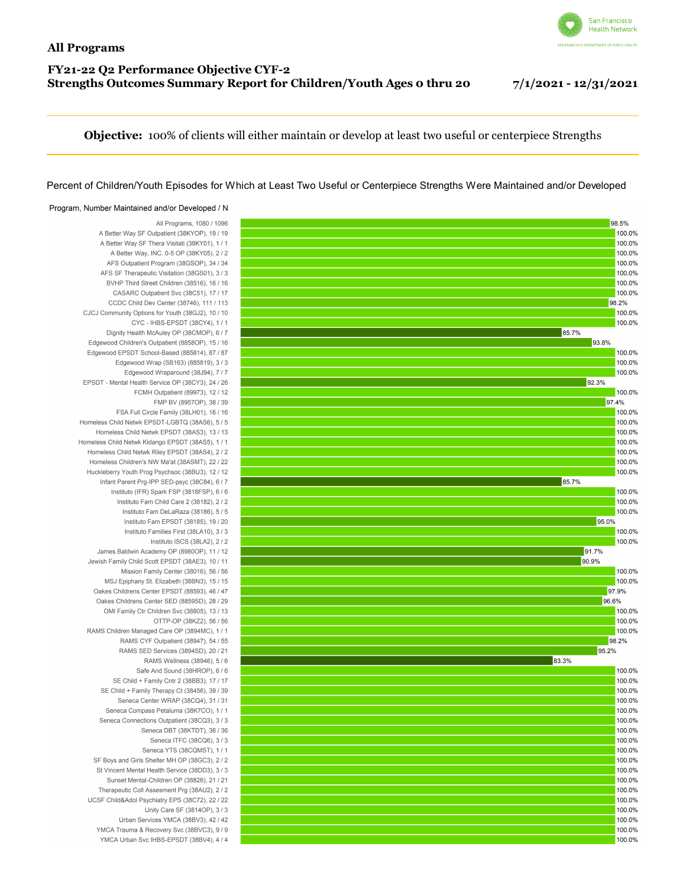## All Programs

### FY21-22 Q2 Performance Objective CYF-2
### Strengths Outcomes Summary Report for Children/Youth Ages 0 thru 20 — 7/1/2021 - 12/31/2021

**Objective:** 100% of clients will either maintain or develop at least two useful or centerpiece Strengths

Percent of Children/Youth Episodes for Which at Least Two Useful or Centerpiece Strengths Were Maintained and/or Developed

| Program, Number Maintained and/or Developed / N | Percent |
| --- | --- |
| All Programs, 1080 / 1096 | 98.5% |
| A Better Way SF Outpatient (38KYOP), 19 / 19 | 100.0% |
| A Better Way SF Thera Visitati (38KY01), 1 / 1 | 100.0% |
| A Better Way, INC. 0-5 OP (38KY05), 2 / 2 | 100.0% |
| AFS Outpatient Program (38GSOP), 34 / 34 | 100.0% |
| AFS SF Therapeutic Visitation (38GS01), 3 / 3 | 100.0% |
| BVHP Third Street Children (38516), 16 / 16 | 100.0% |
| CASARC Outpatient Svc (38C51), 17 / 17 | 100.0% |
| CCDC Child Dev Center (38746), 111 / 113 | 98.2% |
| CJCJ Community Options for Youth (38GJ2), 10 / 10 | 100.0% |
| CYC - IHBS-EPSDT (38CY4), 1 / 1 | 100.0% |
| Dignity Health McAuley OP (38CMOP), 6 / 7 | 85.7% |
| Edgewood Children's Outpatient (8858OP), 15 / 16 | 93.8% |
| Edgewood EPSDT School-Based (885814), 87 / 87 | 100.0% |
| Edgewood Wrap (SB163) (885819), 3 / 3 | 100.0% |
| Edgewood Wraparound (38J94), 7 / 7 | 100.0% |
| EPSDT - Mental Health Service OP (38CY3), 24 / 26 | 92.3% |
| FCMH Outpatient (89973), 12 / 12 | 100.0% |
| FMP BV (8957OP), 38 / 39 | 97.4% |
| FSA Full Circle Family (38LH01), 16 / 16 | 100.0% |
| Homeless Child Netwk EPSDT-LGBTQ (38AS6), 5 / 5 | 100.0% |
| Homeless Child Netwk EPSDT (38AS3), 13 / 13 | 100.0% |
| Homeless Child Netwk Kidango EPSDT (38AS5), 1 / 1 | 100.0% |
| Homeless Child Netwk Riley EPSDT (38AS4), 2 / 2 | 100.0% |
| Homeless Children's NW Ma'at (38ASMT), 22 / 22 | 100.0% |
| Huckleberry Youth Prog Psychsoc (38BU3), 12 / 12 | 100.0% |
| Infant Parent Prg-IPP SED-psyc (38C84), 6 / 7 | 85.7% |
| Instituto (IFR) Spark FSP (3818FSP), 6 / 6 | 100.0% |
| Instituto Fam Child Care 2 (38182), 2 / 2 | 100.0% |
| Instituto Fam DeLaRaza (38186), 5 / 5 | 100.0% |
| Instituto Fam EPSDT (38185), 19 / 20 | 95.0% |
| Instituto Families First (38LA10), 3 / 3 | 100.0% |
| Instituto ISCS (38LA2), 2 / 2 | 100.0% |
| James Baldwin Academy OP (8980OP), 11 / 12 | 91.7% |
| Jewish Family Child Scott EPSDT (38AE3), 10 / 11 | 90.9% |
| Mission Family Center (38016), 56 / 56 | 100.0% |
| MSJ Epiphany St. Elizabeth (38BN3), 15 / 15 | 100.0% |
| Oakes Childrens Center EPSDT (88593), 46 / 47 | 97.9% |
| Oakes Childrens Center SED (8859SD), 28 / 29 | 96.6% |
| OMI Family Ctr Children Svc (38805), 13 / 13 | 100.0% |
| OTTP-OP (38KZ2), 56 / 56 | 100.0% |
| RAMS Children Managed Care OP (3894MC), 1 / 1 | 100.0% |
| RAMS CYF Outpatient (38947), 54 / 55 | 98.2% |
| RAMS SED Services (3894SD), 20 / 21 | 95.2% |
| RAMS Wellness (38946), 5 / 6 | 83.3% |
| Safe And Sound (38HROP), 6 / 6 | 100.0% |
| SE Child + Family Cntr 2 (38BB3), 17 / 17 | 100.0% |
| SE Child + Family Therapy Ct (38456), 39 / 39 | 100.0% |
| Seneca Center WRAP (38CQ4), 31 / 31 | 100.0% |
| Seneca Compass Petaluma (38K7CO), 1 / 1 | 100.0% |
| Seneca Connections Outpatient (38CQ3), 3 / 3 | 100.0% |
| Seneca DBT (38KTDT), 36 / 36 | 100.0% |
| Seneca ITFC (38CQ6), 3 / 3 | 100.0% |
| Seneca YTS (38CQMST), 1 / 1 | 100.0% |
| SF Boys and Girls Shelter MH OP (38GC3), 2 / 2 | 100.0% |
| St Vincent Mental Health Service (38DD3), 3 / 3 | 100.0% |
| Sunset Mental-Children OP (38826), 21 / 21 | 100.0% |
| Therapeutic Coll Assesment Prg (38AU2), 2 / 2 | 100.0% |
| UCSF Child&Adol Psychiatry EPS (38C72), 22 / 22 | 100.0% |
| Unity Care SF (3814OP), 3 / 3 | 100.0% |
| Urban Services YMCA (38BV3), 42 / 42 | 100.0% |
| YMCA Trauma & Recovery Svc (38BVC3), 9 / 9 | 100.0% |
| YMCA Urban Svc IHBS-EPSDT (38BV4), 4 / 4 | 100.0% |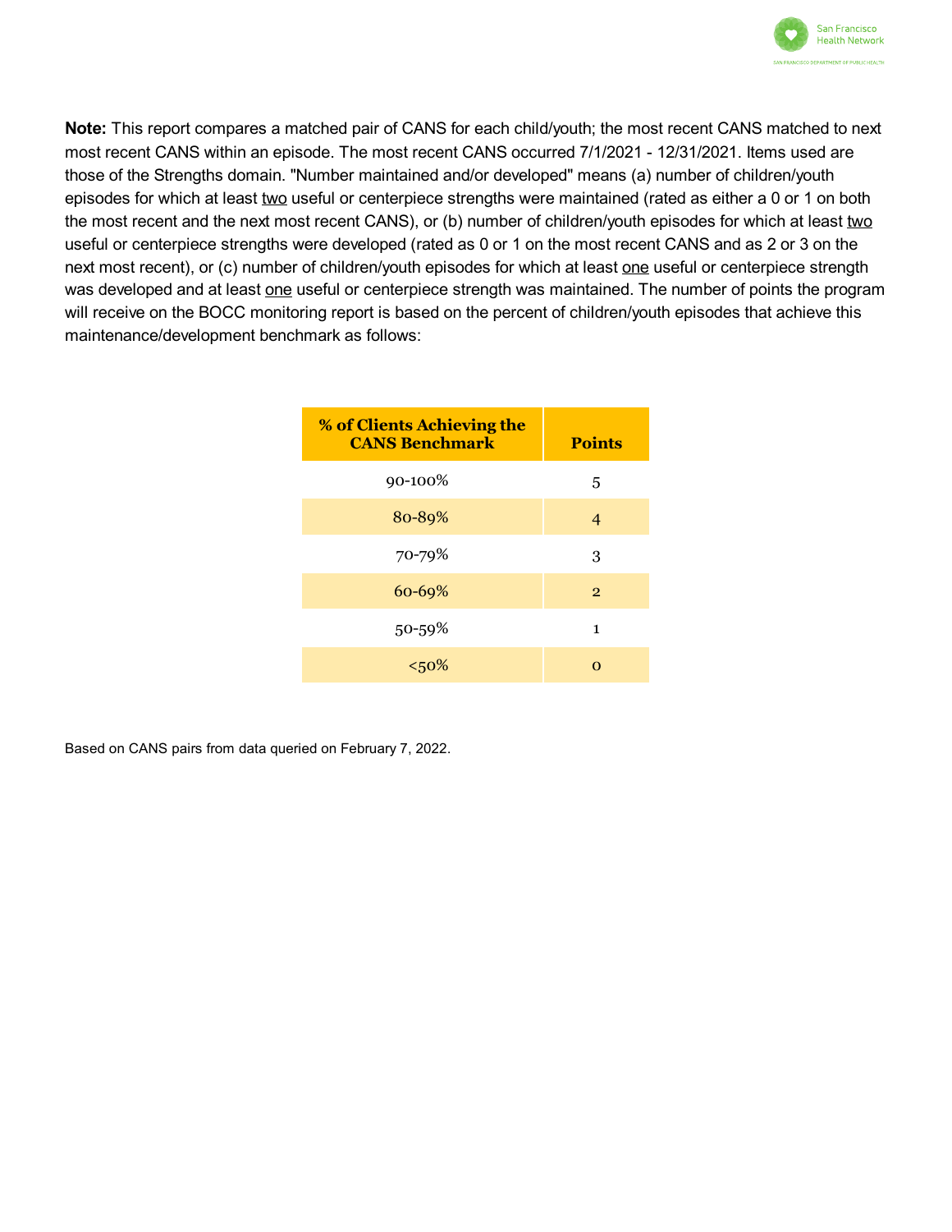**Note:** This report compares a matched pair of CANS for each child/youth; the most recent CANS matched to next most recent CANS within an episode. The most recent CANS occurred 7/1/2021 - 12/31/2021. Items used are those of the Strengths domain. "Number maintained and/or developed" means (a) number of children/youth episodes for which at least two useful or centerpiece strengths were maintained (rated as either a 0 or 1 on both the most recent and the next most recent CANS), or (b) number of children/youth episodes for which at least two useful or centerpiece strengths were developed (rated as 0 or 1 on the most recent CANS and as 2 or 3 on the next most recent), or (c) number of children/youth episodes for which at least one useful or centerpiece strength was developed and at least one useful or centerpiece strength was maintained. The number of points the program will receive on the BOCC monitoring report is based on the percent of children/youth episodes that achieve this maintenance/development benchmark as follows:

| % of Clients Achieving the CANS Benchmark | Points |
|---|---|
| 90-100% | 5 |
| 80-89% | 4 |
| 70-79% | 3 |
| 60-69% | 2 |
| 50-59% | 1 |
| <50% | 0 |

Based on CANS pairs from data queried on February 7, 2022.